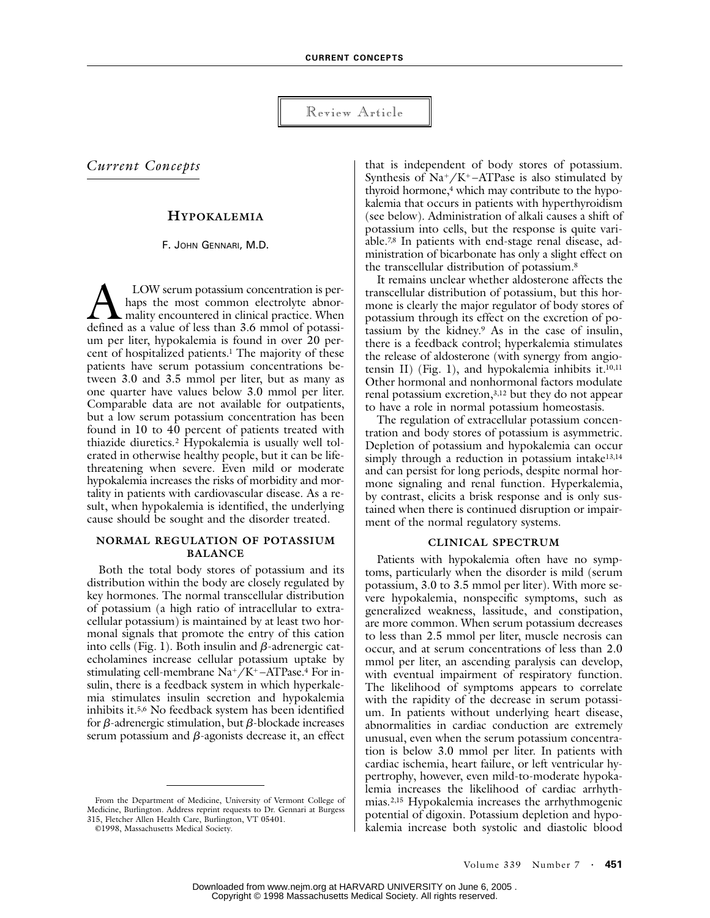Review Article

*Current Concepts*

# HYPOKALEMIA

F. JOHN GENNARI, M.D.

A LOW serum potassium concentration is perhaps the most common electrolyte abnormality encountered in clinical practice. When defined as a value of less than 3.6 mmol of potassium per liter, hypokalemia is found in over 20 percent of hospitalized patients.[1] The majority of these patients have serum potassium concentrations between 3.0 and 3.5 mmol per liter, but as many as one quarter have values below 3.0 mmol per liter. Comparable data are not available for outpatients, but a low serum potassium concentration has been found in 10 to 40 percent of patients treated with thiazide diuretics.[2] Hypokalemia is usually well tolerated in otherwise healthy people, but it can be life-threatening when severe. Even mild or moderate hypokalemia increases the risks of morbidity and mortality in patients with cardiovascular disease. As a result, when hypokalemia is identified, the underlying cause should be sought and the disorder treated.

## NORMAL REGULATION OF POTASSIUM BALANCE

Both the total body stores of potassium and its distribution within the body are closely regulated by key hormones. The normal transcellular distribution of potassium (a high ratio of intracellular to extracellular potassium) is maintained by at least two hormonal signals that promote the entry of this cation into cells (Fig. 1). Both insulin and β-adrenergic catecholamines increase cellular potassium uptake by stimulating cell-membrane $Na^+/K^+$–ATPase.[4] For insulin, there is a feedback system in which hyperkalemia stimulates insulin secretion and hypokalemia inhibits it.[5,6] No feedback system has been identified for β-adrenergic stimulation, but β-blockade increases serum potassium and β-agonists decrease it, an effect that is independent of body stores of potassium. Synthesis of $Na^+/K^+$–ATPase is also stimulated by thyroid hormone,[4] which may contribute to the hypokalemia that occurs in patients with hyperthyroidism (see below). Administration of alkali causes a shift of potassium into cells, but the response is quite variable.[7,8] In patients with end-stage renal disease, administration of bicarbonate has only a slight effect on the transcellular distribution of potassium.[8]

It remains unclear whether aldosterone affects the transcellular distribution of potassium, but this hormone is clearly the major regulator of body stores of potassium through its effect on the excretion of potassium by the kidney.[9] As in the case of insulin, there is a feedback control; hyperkalemia stimulates the release of aldosterone (with synergy from angiotensin II) (Fig. 1), and hypokalemia inhibits it.[10,11] Other hormonal and nonhormonal factors modulate renal potassium excretion,[3,12] but they do not appear to have a role in normal potassium homeostasis.

The regulation of extracellular potassium concentration and body stores of potassium is asymmetric. Depletion of potassium and hypokalemia can occur simply through a reduction in potassium intake[13,14] and can persist for long periods, despite normal hormone signaling and renal function. Hyperkalemia, by contrast, elicits a brisk response and is only sustained when there is continued disruption or impairment of the normal regulatory systems.

## CLINICAL SPECTRUM

Patients with hypokalemia often have no symptoms, particularly when the disorder is mild (serum potassium, 3.0 to 3.5 mmol per liter). With more severe hypokalemia, nonspecific symptoms, such as generalized weakness, lassitude, and constipation, are more common. When serum potassium decreases to less than 2.5 mmol per liter, muscle necrosis can occur, and at serum concentrations of less than 2.0 mmol per liter, an ascending paralysis can develop, with eventual impairment of respiratory function. The likelihood of symptoms appears to correlate with the rapidity of the decrease in serum potassium. In patients without underlying heart disease, abnormalities in cardiac conduction are extremely unusual, even when the serum potassium concentration is below 3.0 mmol per liter. In patients with cardiac ischemia, heart failure, or left ventricular hypertrophy, however, even mild-to-moderate hypokalemia increases the likelihood of cardiac arrhythmias.[2,15] Hypokalemia increases the arrhythmogenic potential of digoxin. Potassium depletion and hypokalemia increase both systolic and diastolic blood

From the Department of Medicine, University of Vermont College of Medicine, Burlington. Address reprint requests to Dr. Gennari at Burgess 315, Fletcher Allen Health Care, Burlington, VT 05401.

©1998, Massachusetts Medical Society.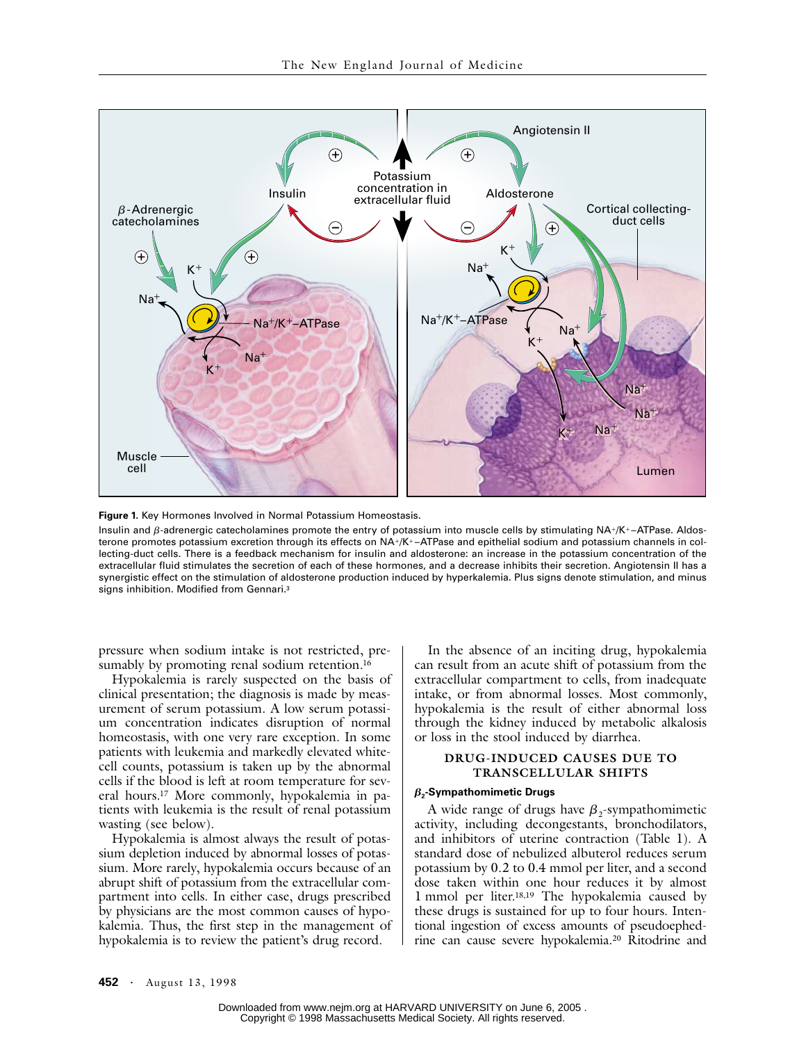Potassium concentration in extracellular fluid

Insulin

Aldosterone

Angiotensin II

β-Adrenergic catecholamines

Cortical collecting-duct cells

$Na^+/K^+$–ATPase

$K^+$

$Na^+$

Muscle cell

Lumen

**Figure 1.** Key Hormones Involved in Normal Potassium Homeostasis.

Insulin and β-adrenergic catecholamines promote the entry of potassium into muscle cells by stimulating $NA^+/K^+$–ATPase. Aldosterone promotes potassium excretion through its effects on $NA^+/K^+$–ATPase and epithelial sodium and potassium channels in collecting-duct cells. There is a feedback mechanism for insulin and aldosterone: an increase in the potassium concentration of the extracellular fluid stimulates the secretion of each of these hormones, and a decrease inhibits their secretion. Angiotensin II has a synergistic effect on the stimulation of aldosterone production induced by hyperkalemia. Plus signs denote stimulation, and minus signs inhibition. Modified from Gennari.[3]

pressure when sodium intake is not restricted, presumably by promoting renal sodium retention.[16]

Hypokalemia is rarely suspected on the basis of clinical presentation; the diagnosis is made by measurement of serum potassium. A low serum potassium concentration indicates disruption of normal homeostasis, with one very rare exception. In some patients with leukemia and markedly elevated white-cell counts, potassium is taken up by the abnormal cells if the blood is left at room temperature for several hours.[17] More commonly, hypokalemia in patients with leukemia is the result of renal potassium wasting (see below).

Hypokalemia is almost always the result of potassium depletion induced by abnormal losses of potassium. More rarely, hypokalemia occurs because of an abrupt shift of potassium from the extracellular compartment into cells. In either case, drugs prescribed by physicians are the most common causes of hypokalemia. Thus, the first step in the management of hypokalemia is to review the patient's drug record.

In the absence of an inciting drug, hypokalemia can result from an acute shift of potassium from the extracellular compartment to cells, from inadequate intake, or from abnormal losses. Most commonly, hypokalemia is the result of either abnormal loss through the kidney induced by metabolic alkalosis or loss in the stool induced by diarrhea.

## DRUG-INDUCED CAUSES DUE TO TRANSCELLULAR SHIFTS

### $\beta_2$-Sympathomimetic Drugs

A wide range of drugs have $\beta_2$-sympathomimetic activity, including decongestants, bronchodilators, and inhibitors of uterine contraction (Table 1). A standard dose of nebulized albuterol reduces serum potassium by 0.2 to 0.4 mmol per liter, and a second dose taken within one hour reduces it by almost 1 mmol per liter.[18,19] The hypokalemia caused by these drugs is sustained for up to four hours. Intentional ingestion of excess amounts of pseudoephedrine can cause severe hypokalemia.[20] Ritodrine and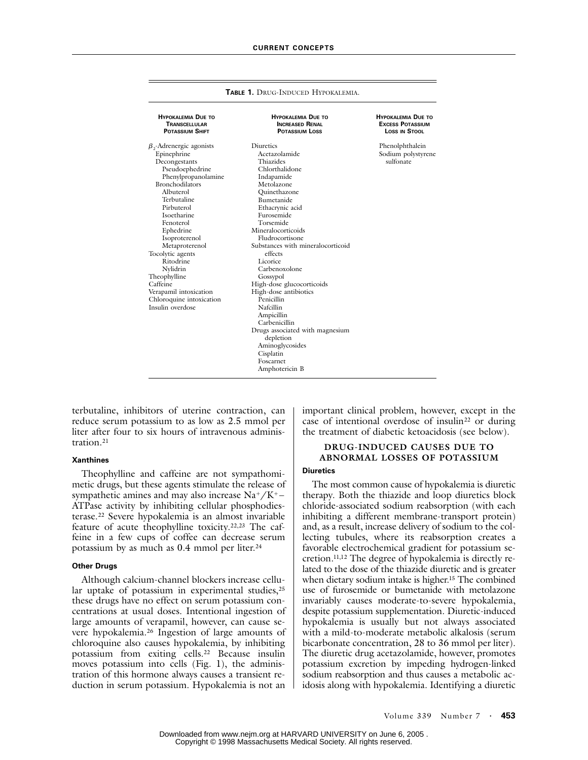**Table 1.** Drug-Induced Hypokalemia.

| Hypokalemia Due to Transcellular Potassium Shift | Hypokalemia Due to Increased Renal Potassium Loss | Hypokalemia Due to Excess Potassium Loss in Stool |
|---|---|---|
| $\beta_2$-Adrenergic agonists | Diuretics | Phenolphthalein |
| Epinephrine | Acetazolamide | Sodium polystyrene sulfonate |
| Decongestants | Thiazides | |
| Pseudoephedrine | Chlorthalidone | |
| Phenylpropanolamine | Indapamide | |
| Bronchodilators | Metolazone | |
| Albuterol | Quinethazone | |
| Terbutaline | Bumetanide | |
| Pirbuterol | Ethacrynic acid | |
| Isoetharine | Furosemide | |
| Fenoterol | Torsemide | |
| Ephedrine | Mineralocorticoids | |
| Isoproterenol | Fludrocortisone | |
| Metaproterenol | Substances with mineralocorticoid effects | |
| Tocolytic agents | Licorice | |
| Ritodrine | Carbenoxolone | |
| Nylidrin | Gossypol | |
| Theophylline | High-dose glucocorticoids | |
| Caffeine | High-dose antibiotics | |
| Verapamil intoxication | Penicillin | |
| Chloroquine intoxication | Nafcillin | |
| Insulin overdose | Ampicillin | |
| | Carbenicillin | |
| | Drugs associated with magnesium depletion | |
| | Aminoglycosides | |
| | Cisplatin | |
| | Foscarnet | |
| | Amphotericin B | |

terbutaline, inhibitors of uterine contraction, can reduce serum potassium to as low as 2.5 mmol per liter after four to six hours of intravenous administration.[21]

#### Xanthines

Theophylline and caffeine are not sympathomimetic drugs, but these agents stimulate the release of sympathetic amines and may also increase $Na^+/K^+$–ATPase activity by inhibiting cellular phosphodiesterase.[22] Severe hypokalemia is an almost invariable feature of acute theophylline toxicity.[22,23] The caffeine in a few cups of coffee can decrease serum potassium by as much as 0.4 mmol per liter.[24]

#### Other Drugs

Although calcium-channel blockers increase cellular uptake of potassium in experimental studies,[25] these drugs have no effect on serum potassium concentrations at usual doses. Intentional ingestion of large amounts of verapamil, however, can cause severe hypokalemia.[26] Ingestion of large amounts of chloroquine also causes hypokalemia, by inhibiting potassium from exiting cells.[22] Because insulin moves potassium into cells (Fig. 1), the administration of this hormone always causes a transient reduction in serum potassium. Hypokalemia is not an important clinical problem, however, except in the case of intentional overdose of insulin[22] or during the treatment of diabetic ketoacidosis (see below).

### DRUG-INDUCED CAUSES DUE TO ABNORMAL LOSSES OF POTASSIUM

#### Diuretics

The most common cause of hypokalemia is diuretic therapy. Both the thiazide and loop diuretics block chloride-associated sodium reabsorption (with each inhibiting a different membrane-transport protein) and, as a result, increase delivery of sodium to the collecting tubules, where its reabsorption creates a favorable electrochemical gradient for potassium secretion.[11,12] The degree of hypokalemia is directly related to the dose of the thiazide diuretic and is greater when dietary sodium intake is higher.[15] The combined use of furosemide or bumetanide with metolazone invariably causes moderate-to-severe hypokalemia, despite potassium supplementation. Diuretic-induced hypokalemia is usually but not always associated with a mild-to-moderate metabolic alkalosis (serum bicarbonate concentration, 28 to 36 mmol per liter). The diuretic drug acetazolamide, however, promotes potassium excretion by impeding hydrogen-linked sodium reabsorption and thus causes a metabolic acidosis along with hypokalemia. Identifying a diuretic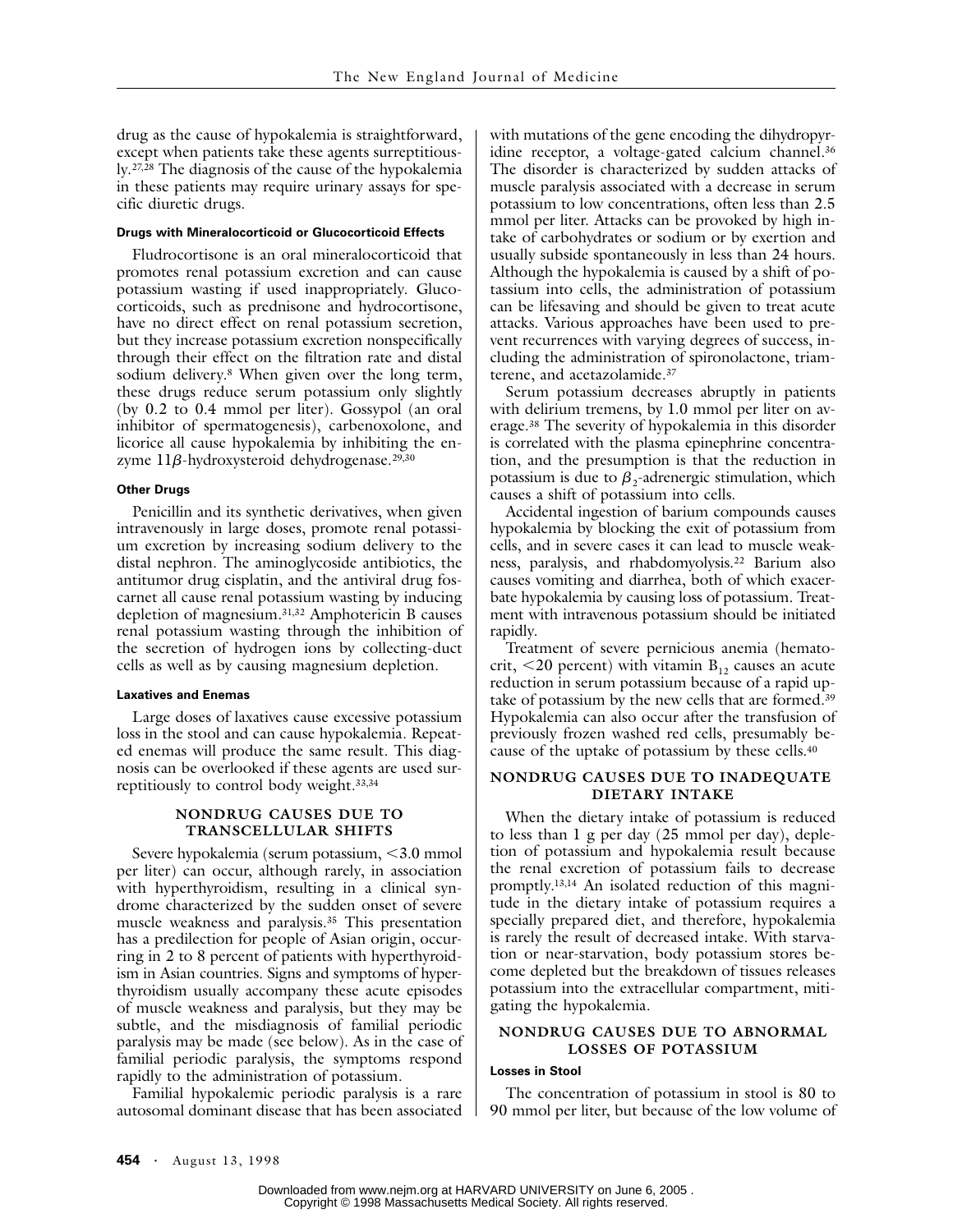drug as the cause of hypokalemia is straightforward, except when patients take these agents surreptitiously.[27,28] The diagnosis of the cause of the hypokalemia in these patients may require urinary assays for specific diuretic drugs.

#### Drugs with Mineralocorticoid or Glucocorticoid Effects

Fludrocortisone is an oral mineralocorticoid that promotes renal potassium excretion and can cause potassium wasting if used inappropriately. Glucocorticoids, such as prednisone and hydrocortisone, have no direct effect on renal potassium secretion, but they increase potassium excretion nonspecifically through their effect on the filtration rate and distal sodium delivery.[8] When given over the long term, these drugs reduce serum potassium only slightly (by 0.2 to 0.4 mmol per liter). Gossypol (an oral inhibitor of spermatogenesis), carbenoxolone, and licorice all cause hypokalemia by inhibiting the enzyme 11$\beta$-hydroxysteroid dehydrogenase.[29,30]

#### Other Drugs

Penicillin and its synthetic derivatives, when given intravenously in large doses, promote renal potassium excretion by increasing sodium delivery to the distal nephron. The aminoglycoside antibiotics, the antitumor drug cisplatin, and the antiviral drug foscarnet all cause renal potassium wasting by inducing depletion of magnesium.[31,32] Amphotericin B causes renal potassium wasting through the inhibition of the secretion of hydrogen ions by collecting-duct cells as well as by causing magnesium depletion.

#### Laxatives and Enemas

Large doses of laxatives cause excessive potassium loss in the stool and can cause hypokalemia. Repeated enemas will produce the same result. This diagnosis can be overlooked if these agents are used surreptitiously to control body weight.[33,34]

### NONDRUG CAUSES DUE TO TRANSCELLULAR SHIFTS

Severe hypokalemia (serum potassium, <3.0 mmol per liter) can occur, although rarely, in association with hyperthyroidism, resulting in a clinical syndrome characterized by the sudden onset of severe muscle weakness and paralysis.[35] This presentation has a predilection for people of Asian origin, occurring in 2 to 8 percent of patients with hyperthyroidism in Asian countries. Signs and symptoms of hyperthyroidism usually accompany these acute episodes of muscle weakness and paralysis, but they may be subtle, and the misdiagnosis of familial periodic paralysis may be made (see below). As in the case of familial periodic paralysis, the symptoms respond rapidly to the administration of potassium.

Familial hypokalemic periodic paralysis is a rare autosomal dominant disease that has been associated with mutations of the gene encoding the dihydropyridine receptor, a voltage-gated calcium channel.[36] The disorder is characterized by sudden attacks of muscle paralysis associated with a decrease in serum potassium to low concentrations, often less than 2.5 mmol per liter. Attacks can be provoked by high intake of carbohydrates or sodium or by exertion and usually subside spontaneously in less than 24 hours. Although the hypokalemia is caused by a shift of potassium into cells, the administration of potassium can be lifesaving and should be given to treat acute attacks. Various approaches have been used to prevent recurrences with varying degrees of success, including the administration of spironolactone, triamterene, and acetazolamide.[37]

Serum potassium decreases abruptly in patients with delirium tremens, by 1.0 mmol per liter on average.[38] The severity of hypokalemia in this disorder is correlated with the plasma epinephrine concentration, and the presumption is that the reduction in potassium is due to $\beta_2$-adrenergic stimulation, which causes a shift of potassium into cells.

Accidental ingestion of barium compounds causes hypokalemia by blocking the exit of potassium from cells, and in severe cases it can lead to muscle weakness, paralysis, and rhabdomyolysis.[22] Barium also causes vomiting and diarrhea, both of which exacerbate hypokalemia by causing loss of potassium. Treatment with intravenous potassium should be initiated rapidly.

Treatment of severe pernicious anemia (hematocrit, <20 percent) with vitamin $B_{12}$ causes an acute reduction in serum potassium because of a rapid uptake of potassium by the new cells that are formed.[39] Hypokalemia can also occur after the transfusion of previously frozen washed red cells, presumably because of the uptake of potassium by these cells.[40]

### NONDRUG CAUSES DUE TO INADEQUATE DIETARY INTAKE

When the dietary intake of potassium is reduced to less than 1 g per day (25 mmol per day), depletion of potassium and hypokalemia result because the renal excretion of potassium fails to decrease promptly.[13,14] An isolated reduction of this magnitude in the dietary intake of potassium requires a specially prepared diet, and therefore, hypokalemia is rarely the result of decreased intake. With starvation or near-starvation, body potassium stores become depleted but the breakdown of tissues releases potassium into the extracellular compartment, mitigating the hypokalemia.

### NONDRUG CAUSES DUE TO ABNORMAL LOSSES OF POTASSIUM

#### Losses in Stool

The concentration of potassium in stool is 80 to 90 mmol per liter, but because of the low volume of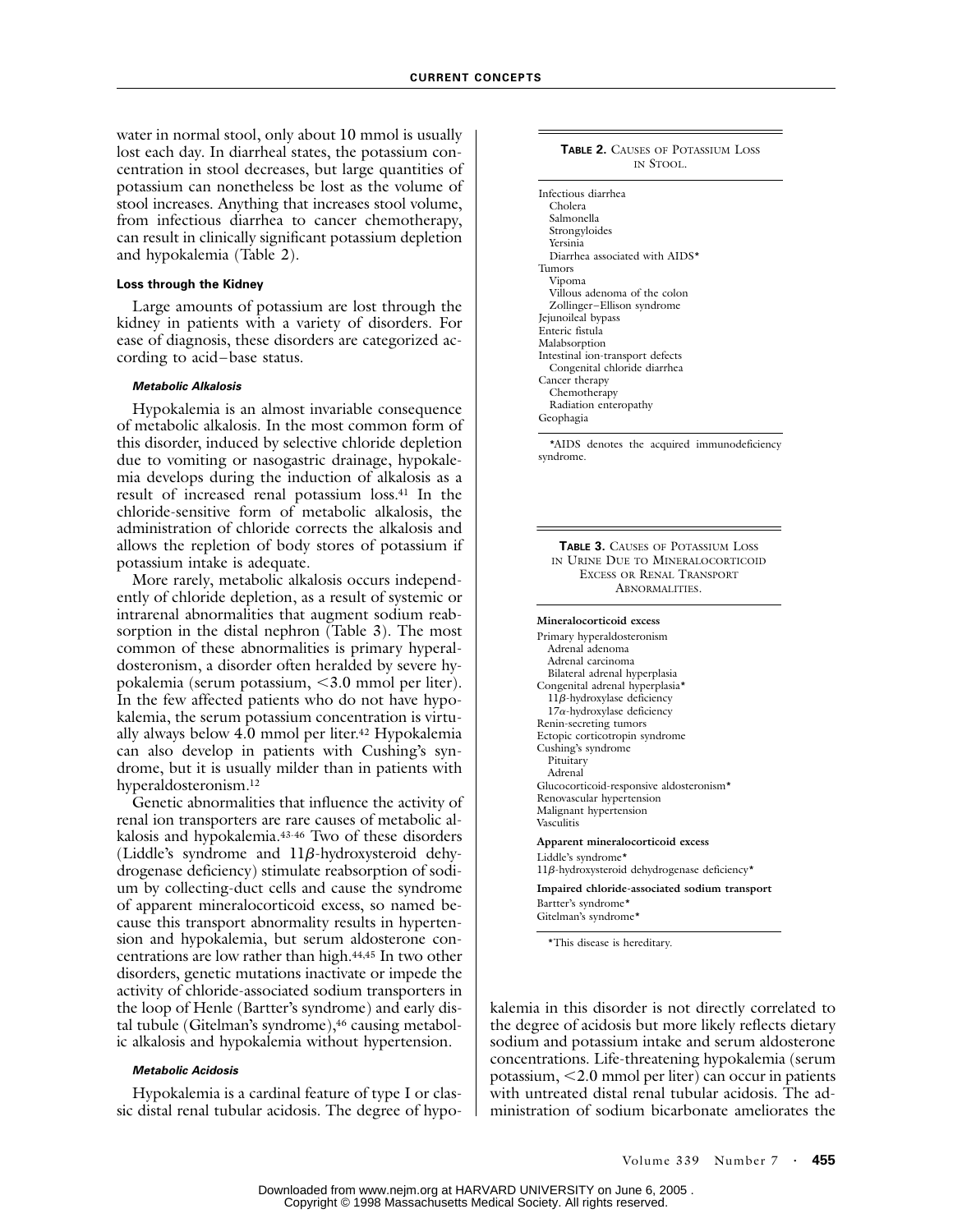water in normal stool, only about 10 mmol is usually lost each day. In diarrheal states, the potassium concentration in stool decreases, but large quantities of potassium can nonetheless be lost as the volume of stool increases. Anything that increases stool volume, from infectious diarrhea to cancer chemotherapy, can result in clinically significant potassium depletion and hypokalemia (Table 2).

#### Loss through the Kidney

Large amounts of potassium are lost through the kidney in patients with a variety of disorders. For ease of diagnosis, these disorders are categorized according to acid–base status.

##### *Metabolic Alkalosis*

Hypokalemia is an almost invariable consequence of metabolic alkalosis. In the most common form of this disorder, induced by selective chloride depletion due to vomiting or nasogastric drainage, hypokalemia develops during the induction of alkalosis as a result of increased renal potassium loss.[41] In the chloride-sensitive form of metabolic alkalosis, the administration of chloride corrects the alkalosis and allows the repletion of body stores of potassium if potassium intake is adequate.

More rarely, metabolic alkalosis occurs independently of chloride depletion, as a result of systemic or intrarenal abnormalities that augment sodium reabsorption in the distal nephron (Table 3). The most common of these abnormalities is primary hyperaldosteronism, a disorder often heralded by severe hypokalemia (serum potassium, <3.0 mmol per liter). In the few affected patients who do not have hypokalemia, the serum potassium concentration is virtually always below 4.0 mmol per liter.[42] Hypokalemia can also develop in patients with Cushing's syndrome, but it is usually milder than in patients with hyperaldosteronism.[12]

Genetic abnormalities that influence the activity of renal ion transporters are rare causes of metabolic alkalosis and hypokalemia.[43-46] Two of these disorders (Liddle's syndrome and 11β-hydroxysteroid dehydrogenase deficiency) stimulate reabsorption of sodium by collecting-duct cells and cause the syndrome of apparent mineralocorticoid excess, so named because this transport abnormality results in hypertension and hypokalemia, but serum aldosterone concentrations are low rather than high.[44,45] In two other disorders, genetic mutations inactivate or impede the activity of chloride-associated sodium transporters in the loop of Henle (Bartter's syndrome) and early distal tubule (Gitelman's syndrome),[46] causing metabolic alkalosis and hypokalemia without hypertension.

##### *Metabolic Acidosis*

Hypokalemia is a cardinal feature of type I or classic distal renal tubular acidosis. The degree of hypokalemia in this disorder is not directly correlated to the degree of acidosis but more likely reflects dietary sodium and potassium intake and serum aldosterone concentrations. Life-threatening hypokalemia (serum potassium, <2.0 mmol per liter) can occur in patients with untreated distal renal tubular acidosis. The administration of sodium bicarbonate ameliorates the

**TABLE 2.** CAUSES OF POTASSIUM LOSS IN STOOL.

| |
|---|
| Infectious diarrhea |
| Cholera |
| Salmonella |
| Strongyloides |
| Yersinia |
| Diarrhea associated with AIDS* |
| Tumors |
| Vipoma |
| Villous adenoma of the colon |
| Zollinger–Ellison syndrome |
| Jejunoileal bypass |
| Enteric fistula |
| Malabsorption |
| Intestinal ion-transport defects |
| Congenital chloride diarrhea |
| Cancer therapy |
| Chemotherapy |
| Radiation enteropathy |
| Geophagia |

*AIDS denotes the acquired immunodeficiency syndrome.

**TABLE 3.** CAUSES OF POTASSIUM LOSS IN URINE DUE TO MINERALOCORTICOID EXCESS OR RENAL TRANSPORT ABNORMALITIES.

| |
|---|
| **Mineralocorticoid excess** |
| Primary hyperaldosteronism |
| Adrenal adenoma |
| Adrenal carcinoma |
| Bilateral adrenal hyperplasia |
| Congenital adrenal hyperplasia* |
| 11β-hydroxylase deficiency |
| 17α-hydroxylase deficiency |
| Renin-secreting tumors |
| Ectopic corticotropin syndrome |
| Cushing's syndrome |
| Pituitary |
| Adrenal |
| Glucocorticoid-responsive aldosteronism* |
| Renovascular hypertension |
| Malignant hypertension |
| Vasculitis |
| **Apparent mineralocorticoid excess** |
| Liddle's syndrome* |
| 11β-hydroxysteroid dehydrogenase deficiency* |
| **Impaired chloride-associated sodium transport** |
| Bartter's syndrome* |
| Gitelman's syndrome* |

*This disease is hereditary.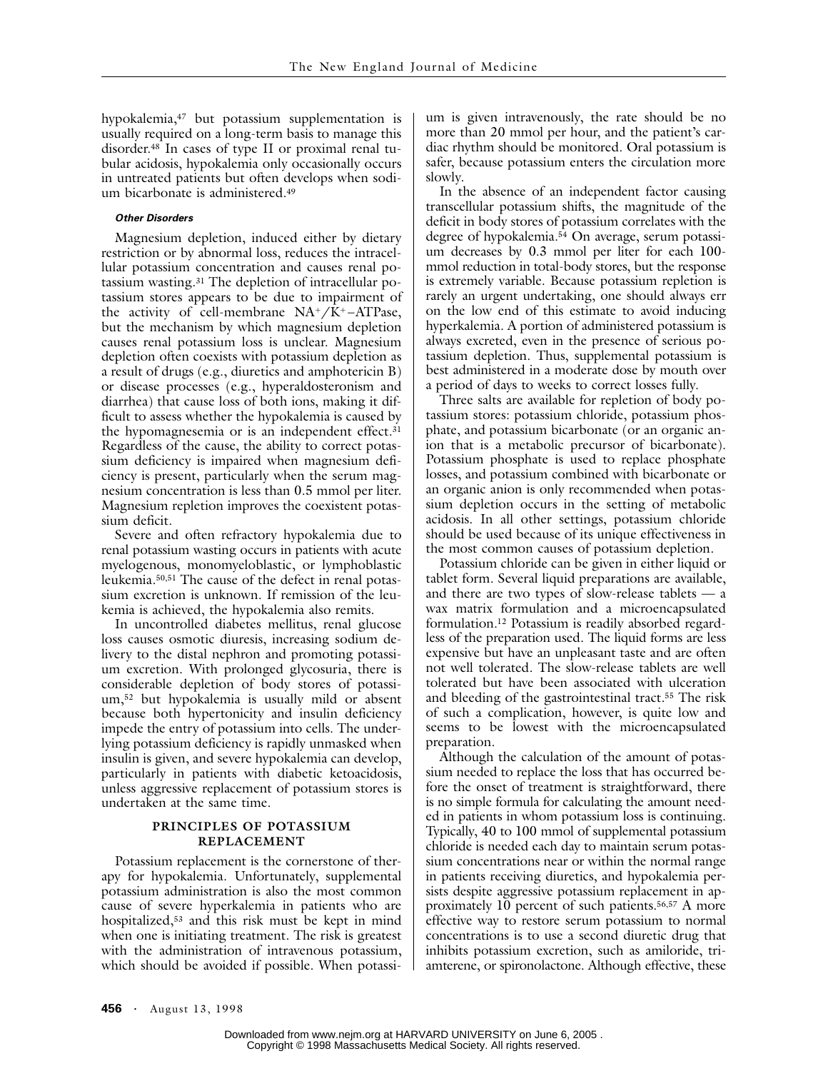hypokalemia,[47] but potassium supplementation is usually required on a long-term basis to manage this disorder.[48] In cases of type II or proximal renal tubular acidosis, hypokalemia only occasionally occurs in untreated patients but often develops when sodium bicarbonate is administered.[49]

#### *Other Disorders*

Magnesium depletion, induced either by dietary restriction or by abnormal loss, reduces the intracellular potassium concentration and causes renal potassium wasting.[31] The depletion of intracellular potassium stores appears to be due to impairment of the activity of cell-membrane $NA^+/K^+$–ATPase, but the mechanism by which magnesium depletion causes renal potassium loss is unclear. Magnesium depletion often coexists with potassium depletion as a result of drugs (e.g., diuretics and amphotericin B) or disease processes (e.g., hyperaldosteronism and diarrhea) that cause loss of both ions, making it difficult to assess whether the hypokalemia is caused by the hypomagnesemia or is an independent effect.[31] Regardless of the cause, the ability to correct potassium deficiency is impaired when magnesium deficiency is present, particularly when the serum magnesium concentration is less than 0.5 mmol per liter. Magnesium repletion improves the coexistent potassium deficit.

Severe and often refractory hypokalemia due to renal potassium wasting occurs in patients with acute myelogenous, monomyeloblastic, or lymphoblastic leukemia.[50,51] The cause of the defect in renal potassium excretion is unknown. If remission of the leukemia is achieved, the hypokalemia also remits.

In uncontrolled diabetes mellitus, renal glucose loss causes osmotic diuresis, increasing sodium delivery to the distal nephron and promoting potassium excretion. With prolonged glycosuria, there is considerable depletion of body stores of potassium,[52] but hypokalemia is usually mild or absent because both hypertonicity and insulin deficiency impede the entry of potassium into cells. The underlying potassium deficiency is rapidly unmasked when insulin is given, and severe hypokalemia can develop, particularly in patients with diabetic ketoacidosis, unless aggressive replacement of potassium stores is undertaken at the same time.

## PRINCIPLES OF POTASSIUM REPLACEMENT

Potassium replacement is the cornerstone of therapy for hypokalemia. Unfortunately, supplemental potassium administration is also the most common cause of severe hyperkalemia in patients who are hospitalized,[53] and this risk must be kept in mind when one is initiating treatment. The risk is greatest with the administration of intravenous potassium, which should be avoided if possible. When potassium is given intravenously, the rate should be no more than 20 mmol per hour, and the patient's cardiac rhythm should be monitored. Oral potassium is safer, because potassium enters the circulation more slowly.

In the absence of an independent factor causing transcellular potassium shifts, the magnitude of the deficit in body stores of potassium correlates with the degree of hypokalemia.[54] On average, serum potassium decreases by 0.3 mmol per liter for each 100-mmol reduction in total-body stores, but the response is extremely variable. Because potassium repletion is rarely an urgent undertaking, one should always err on the low end of this estimate to avoid inducing hyperkalemia. A portion of administered potassium is always excreted, even in the presence of serious potassium depletion. Thus, supplemental potassium is best administered in a moderate dose by mouth over a period of days to weeks to correct losses fully.

Three salts are available for repletion of body potassium stores: potassium chloride, potassium phosphate, and potassium bicarbonate (or an organic anion that is a metabolic precursor of bicarbonate). Potassium phosphate is used to replace phosphate losses, and potassium combined with bicarbonate or an organic anion is only recommended when potassium depletion occurs in the setting of metabolic acidosis. In all other settings, potassium chloride should be used because of its unique effectiveness in the most common causes of potassium depletion.

Potassium chloride can be given in either liquid or tablet form. Several liquid preparations are available, and there are two types of slow-release tablets — a wax matrix formulation and a microencapsulated formulation.[12] Potassium is readily absorbed regardless of the preparation used. The liquid forms are less expensive but have an unpleasant taste and are often not well tolerated. The slow-release tablets are well tolerated but have been associated with ulceration and bleeding of the gastrointestinal tract.[55] The risk of such a complication, however, is quite low and seems to be lowest with the microencapsulated preparation.

Although the calculation of the amount of potassium needed to replace the loss that has occurred before the onset of treatment is straightforward, there is no simple formula for calculating the amount needed in patients in whom potassium loss is continuing. Typically, 40 to 100 mmol of supplemental potassium chloride is needed each day to maintain serum potassium concentrations near or within the normal range in patients receiving diuretics, and hypokalemia persists despite aggressive potassium replacement in approximately 10 percent of such patients.[56,57] A more effective way to restore serum potassium to normal concentrations is to use a second diuretic drug that inhibits potassium excretion, such as amiloride, triamterene, or spironolactone. Although effective, these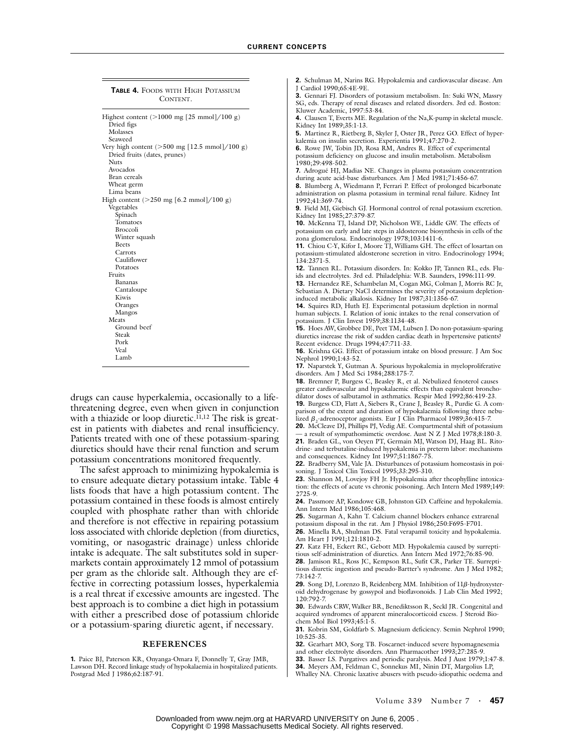**Table 4.** Foods with High Potassium Content.

| |
|---|
| Highest content (>1000 mg [25 mmol]/100 g) |
| Dried figs |
| Molasses |
| Seaweed |
| Very high content (>500 mg [12.5 mmol]/100 g) |
| Dried fruits (dates, prunes) |
| Nuts |
| Avocados |
| Bran cereals |
| Wheat germ |
| Lima beans |
| High content (>250 mg [6.2 mmol]/100 g) |
| Vegetables |
| Spinach |
| Tomatoes |
| Broccoli |
| Winter squash |
| Beets |
| Carrots |
| Cauliflower |
| Potatoes |
| Fruits |
| Bananas |
| Cantaloupe |
| Kiwis |
| Oranges |
| Mangos |
| Meats |
| Ground beef |
| Steak |
| Pork |
| Veal |
| Lamb |

drugs can cause hyperkalemia, occasionally to a life-threatening degree, even when given in conjunction with a thiazide or loop diuretic.[11,12] The risk is greatest in patients with diabetes and renal insufficiency. Patients treated with one of these potassium-sparing diuretics should have their renal function and serum potassium concentrations monitored frequently.

The safest approach to minimizing hypokalemia is to ensure adequate dietary potassium intake. Table 4 lists foods that have a high potassium content. The potassium contained in these foods is almost entirely coupled with phosphate rather than with chloride and therefore is not effective in repairing potassium loss associated with chloride depletion (from diuretics, vomiting, or nasogastric drainage) unless chloride intake is adequate. The salt substitutes sold in supermarkets contain approximately 12 mmol of potassium per gram as the chloride salt. Although they are effective in correcting potassium losses, hyperkalemia is a real threat if excessive amounts are ingested. The best approach is to combine a diet high in potassium with either a prescribed dose of potassium chloride or a potassium-sparing diuretic agent, if necessary.

## REFERENCES

**1.** Paice BJ, Paterson KR, Onyanga-Omara F, Donnelly T, Gray JMB, Lawson DH. Record linkage study of hypokalaemia in hospitalized patients. Postgrad Med J 1986;62:187-91.

**2.** Schulman M, Narins RG. Hypokalemia and cardiovascular disease. Am J Cardiol 1990;65:4E-9E.

**3.** Gennari FJ. Disorders of potassium metabolism. In: Suki WN, Massry SG, eds. Therapy of renal diseases and related disorders. 3rd ed. Boston: Kluwer Academic, 1997:53-84.

**4.** Clausen T, Everts ME. Regulation of the Na,K-pump in skeletal muscle. Kidney Int 1989;35:1-13.

**5.** Martinez R, Rietberg B, Skyler J, Oster JR, Perez GO. Effect of hyperkalemia on insulin secretion. Experientia 1991;47:270-2.

**6.** Rowe JW, Tobin JD, Rosa RM, Andres R. Effect of experimental potassium deficiency on glucose and insulin metabolism. Metabolism 1980;29:498-502.

**7.** Adrogué HJ, Madias NE. Changes in plasma potassium concentration during acute acid-base disturbances. Am J Med 1981;71:456-67.

**8.** Blumberg A, Wiedmann P, Ferrari P. Effect of prolonged bicarbonate administration on plasma potassium in terminal renal failure. Kidney Int 1992;41:369-74.

**9.** Field MJ, Giebisch GJ. Hormonal control of renal potassium excretion. Kidney Int 1985;27:379-87.

**10.** McKenna TJ, Island DP, Nicholson WE, Liddle GW. The effects of potassium on early and late steps in aldosterone biosynthesis in cells of the zona glomerulosa. Endocrinology 1978;103:1411-6.

**11.** Chiou C-Y, Kifor I, Moore TJ, Williams GH. The effect of losartan on potassium-stimulated aldosterone secretion in vitro. Endocrinology 1994;134:2371-5.

**12.** Tannen RL. Potassium disorders. In: Kokko JP, Tannen RL, eds. Fluids and electrolytes. 3rd ed. Philadelphia: W.B. Saunders, 1996:111-99.

**13.** Hernandez RE, Schambelan M, Cogan MG, Colman J, Morris RC Jr, Sebastian A. Dietary NaCl determines the severity of potassium depletion-induced metabolic alkalosis. Kidney Int 1987;31:1356-67.

**14.** Squires RD, Huth EJ. Experimental potassium depletion in normal human subjects. I. Relation of ionic intakes to the renal conservation of potassium. J Clin Invest 1959;38:1134-48.

**15.** Hoes AW, Grobbee DE, Peet TM, Lubsen J. Do non-potassium-sparing diuretics increase the risk of sudden cardiac death in hypertensive patients? Recent evidence. Drugs 1994;47:711-33.

**16.** Krishna GG. Effect of potassium intake on blood pressure. J Am Soc Nephrol 1990;1:43-52.

**17.** Naparstek Y, Gutman A. Spurious hypokalemia in myeloproliferative disorders. Am J Med Sci 1984;288:175-7.

**18.** Bremner P, Burgess C, Beasley R, et al. Nebulized fenoterol causes greater cardiovascular and hypokalaemic effects than equivalent bronchodilator doses of salbutamol in asthmatics. Respir Med 1992;86:419-23.

**19.** Burgess CD, Flatt A, Siebers R, Crane J, Beasley R, Purdie G. A comparison of the extent and duration of hypokalaemia following three nebulized $\beta_2$-adrenoceptor agonists. Eur J Clin Pharmacol 1989;36:415-7.

**20.** McCleave DJ, Phillips PJ, Vedig AE. Compartmental shift of potassium — a result of sympathomimetic overdose. Aust N Z J Med 1978;8:180-3.

**21.** Braden GL, von Oeyen PT, Germain MJ, Watson DJ, Haag BL. Ritodrine- and terbutaline-induced hypokalemia in preterm labor: mechanisms and consequences. Kidney Int 1997;51:1867-75.

**22.** Bradberry SM, Vale JA. Disturbances of potassium homeostasis in poisoning. J Toxicol Clin Toxicol 1995;33:295-310.

**23.** Shannon M, Lovejoy FH Jr. Hypokalemia after theophylline intoxication: the effects of acute vs chronic poisoning. Arch Intern Med 1989;149:2725-9.

**24.** Passmore AP, Kondowe GB, Johnston GD. Caffeine and hypokalemia. Ann Intern Med 1986;105:468.

**25.** Sugarman A, Kahn T. Calcium channel blockers enhance extrarenal potassium disposal in the rat. Am J Physiol 1986;250:F695-F701.

**26.** Minella RA, Shulman DS. Fatal verapamil toxicity and hypokalemia. Am Heart J 1991;121:1810-2.

**27.** Katz FH, Eckert RC, Gebott MD. Hypokalemia caused by surreptitious self-administration of diuretics. Ann Intern Med 1972;76:85-90.

**28.** Jamison RL, Ross JC, Kempson RL, Sufit CR, Parker TE. Surreptitious diuretic ingestion and pseudo-Bartter's syndrome. Am J Med 1982;73:142-7.

**29.** Song DJ, Lorenzo B, Reidenberg MM. Inhibition of 11$\beta$-hydroxysteroid dehydrogenase by gossypol and bioflavonoids. J Lab Clin Med 1992;120:792-7.

**30.** Edwards CRW, Walker BR, Benediktsson R, Seckl JR. Congenital and acquired syndromes of apparent mineralocorticoid excess. J Steroid Biochem Mol Biol 1993;45:1-5.

**31.** Kobrin SM, Goldfarb S. Magnesium deficiency. Semin Nephrol 1990;10:525-35.

**32.** Gearhart MO, Sorg TB. Foscarnet-induced severe hypomagnesemia and other electrolyte disorders. Ann Pharmacother 1993;27:285-9.

**33.** Basser LS. Purgatives and periodic paralysis. Med J Aust 1979;1:47-8.

**34.** Meyers AM, Feldman C, Sonnekus MI, Ninin DT, Margolius LP, Whalley NA. Chronic laxative abusers with pseudo-idiopathic oedema and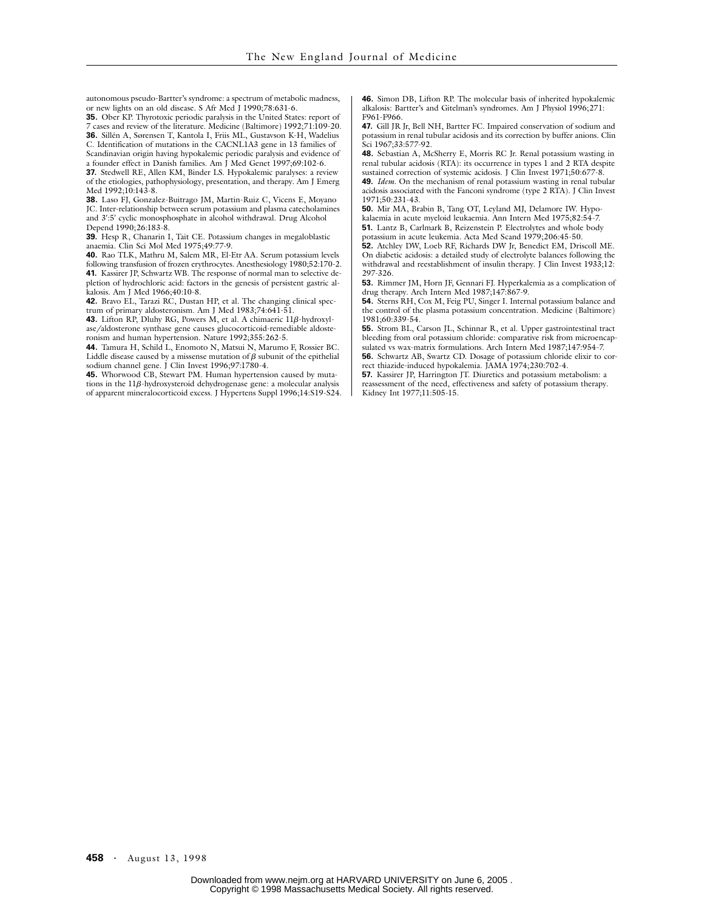autonomous pseudo-Bartter's syndrome: a spectrum of metabolic madness, or new lights on an old disease. S Afr Med J 1990;78:631-6.

**35.** Ober KP. Thyrotoxic periodic paralysis in the United States: report of 7 cases and review of the literature. Medicine (Baltimore) 1992;71:109-20.

**36.** Sillén A, Sørensen T, Kantola I, Friis ML, Gustavson K-H, Wadelius C. Identification of mutations in the CACNL1A3 gene in 13 families of Scandinavian origin having hypokalemic periodic paralysis and evidence of a founder effect in Danish families. Am J Med Genet 1997;69:102-6.

**37.** Stedwell RE, Allen KM, Binder LS. Hypokalemic paralyses: a review of the etiologies, pathophysiology, presentation, and therapy. Am J Emerg Med 1992;10:143-8.

**38.** Laso FJ, Gonzalez-Buitrago JM, Martin-Ruiz C, Vicens E, Moyano JC. Inter-relationship between serum potassium and plasma catecholamines and 3′:5′ cyclic monosphosphate in alcohol withdrawal. Drug Alcohol Depend 1990;26:183-8.

**39.** Hesp R, Chanarin I, Tait CE. Potassium changes in megaloblastic anaemia. Clin Sci Mol Med 1975;49:77-9.

**40.** Rao TLK, Mathru M, Salem MR, El-Etr AA. Serum potassium levels following transfusion of frozen erythrocytes. Anesthesiology 1980;52:170-2.

**41.** Kassirer JP, Schwartz WB. The response of normal man to selective depletion of hydrochloric acid: factors in the genesis of persistent gastric alkalosis. Am J Med 1966;40:10-8.

**42.** Bravo EL, Tarazi RC, Dustan HP, et al. The changing clinical spectrum of primary aldosteronism. Am J Med 1983;74:641-51.

**43.** Lifton RP, Dluhy RG, Powers M, et al. A chimaeric 11$\beta$-hydroxylase/aldosterone synthase gene causes glucocorticoid-remediable aldosteronism and human hypertension. Nature 1992;355:262-5.

**44.** Tamura H, Schild L, Enomoto N, Matsui N, Marumo F, Rossier BC. Liddle disease caused by a missense mutation of $\beta$ subunit of the epithelial sodium channel gene. J Clin Invest 1996;97:1780-4.

**45.** Whorwood CB, Stewart PM. Human hypertension caused by mutations in the 11$\beta$-hydroxysteroid dehydrogenase gene: a molecular analysis of apparent mineralocorticoid excess. J Hypertens Suppl 1996;14:S19-S24.

**46.** Simon DB, Lifton RP. The molecular basis of inherited hypokalemic alkalosis: Bartter's and Gitelman's syndromes. Am J Physiol 1996;271:F961-F966.

**47.** Gill JR Jr, Bell NH, Bartter FC. Impaired conservation of sodium and potassium in renal tubular acidosis and its correction by buffer anions. Clin Sci 1967;33:577-92.

**48.** Sebastian A, McSherry E, Morris RC Jr. Renal potassium wasting in renal tubular acidosis (RTA): its occurrence in types 1 and 2 RTA despite sustained correction of systemic acidosis. J Clin Invest 1971;50:677-8.

**49.** *Idem.* On the mechanism of renal potassium wasting in renal tubular acidosis associated with the Fanconi syndrome (type 2 RTA). J Clin Invest 1971;50:231-43.

**50.** Mir MA, Brabin B, Tang OT, Leyland MJ, Delamore IW. Hypokalaemia in acute myeloid leukaemia. Ann Intern Med 1975;82:54-7.

**51.** Lantz B, Carlmark B, Reizenstein P. Electrolytes and whole body potassium in acute leukemia. Acta Med Scand 1979;206:45-50.

**52.** Atchley DW, Loeb RF, Richards DW Jr, Benedict EM, Driscoll ME. On diabetic acidosis: a detailed study of electrolyte balances following the withdrawal and reestablishment of insulin therapy. J Clin Invest 1933;12:297-326.

**53.** Rimmer JM, Horn JF, Gennari FJ. Hyperkalemia as a complication of drug therapy. Arch Intern Med 1987;147:867-9.

**54.** Sterns RH, Cox M, Feig PU, Singer I. Internal potassium balance and the control of the plasma potassium concentration. Medicine (Baltimore) 1981;60:339-54.

**55.** Strom BL, Carson JL, Schinnar R, et al. Upper gastrointestinal tract bleeding from oral potassium chloride: comparative risk from microencapsulated vs wax-matrix formulations. Arch Intern Med 1987;147:954-7.

**56.** Schwartz AB, Swartz CD. Dosage of potassium chloride elixir to correct thiazide-induced hypokalemia. JAMA 1974;230:702-4.

**57.** Kassirer JP, Harrington JT. Diuretics and potassium metabolism: a reassessment of the need, effectiveness and safety of potassium therapy. Kidney Int 1977;11:505-15.